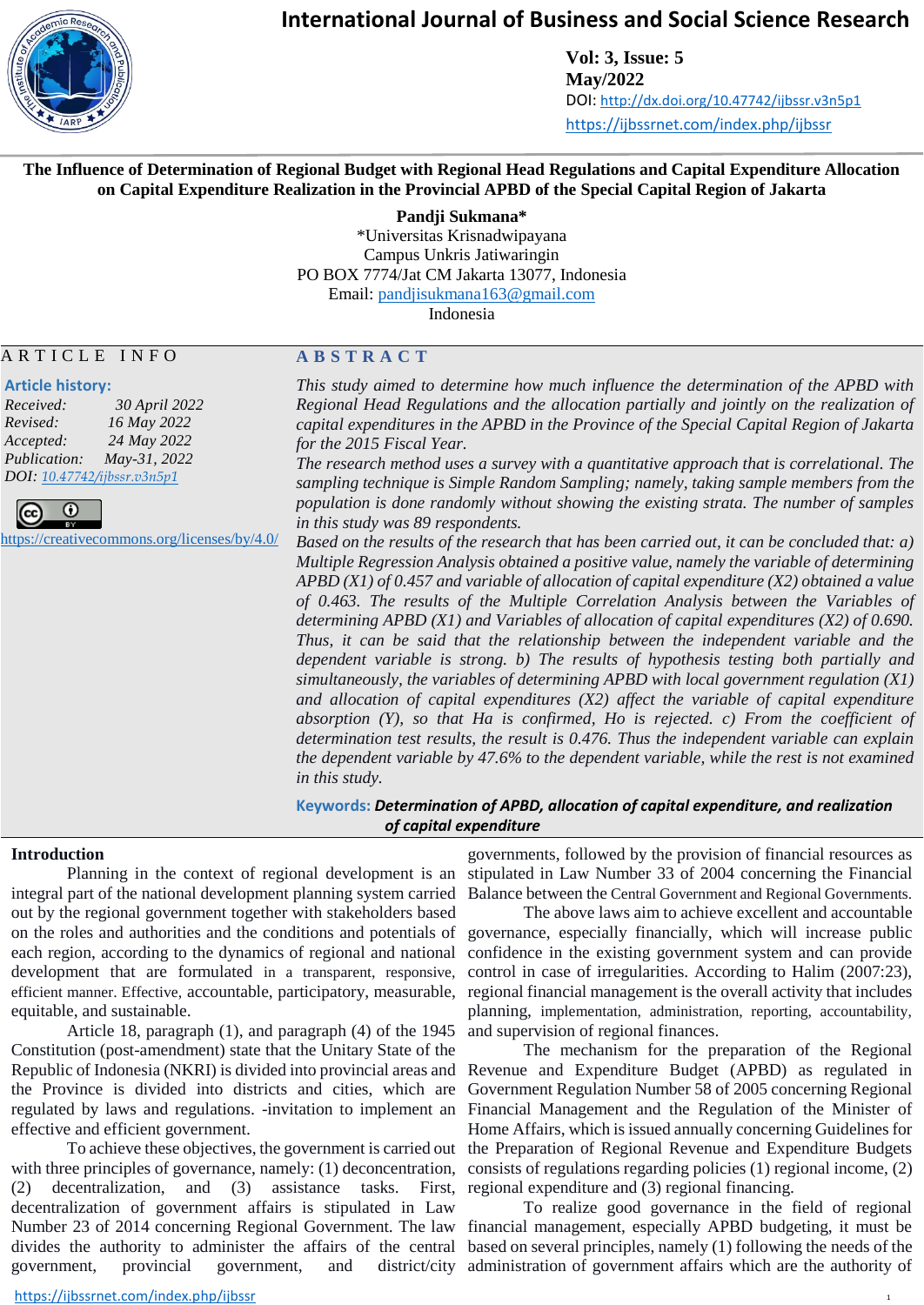# The Influence of Determination of Regional Budget with Regional Head Regulations and Capital Expenditure Allocation on Capital Expenditure Realization in the Provincial APBD of the Special Capital Region of Jakarta

**Pandji Sukmana***
*Universitas Krisnadwipayana
Campus Unkris Jatiwaringin
PO BOX 7774/Jat CM Jakarta 13077, Indonesia
Email: pandjisukmana163@gmail.com
Indonesia

## ARTICLE INFO

**Article history:**
*Received:* 30 April 2022
*Revised:* 16 May 2022
*Accepted:* 24 May 2022
*Publication:* May-31, 2022
*DOI:* 10.47742/ijbssr.v3n5p1

https://creativecommons.org/licenses/by/4.0/

## ABSTRACT

*This study aimed to determine how much influence the determination of the APBD with Regional Head Regulations and the allocation partially and jointly on the realization of capital expenditures in the APBD in the Province of the Special Capital Region of Jakarta for the 2015 Fiscal Year.*

*The research method uses a survey with a quantitative approach that is correlational. The sampling technique is Simple Random Sampling; namely, taking sample members from the population is done randomly without showing the existing strata. The number of samples in this study was 89 respondents.*

*Based on the results of the research that has been carried out, it can be concluded that: a) Multiple Regression Analysis obtained a positive value, namely the variable of determining APBD (X1) of 0.457 and variable of allocation of capital expenditure (X2) obtained a value of 0.463. The results of the Multiple Correlation Analysis between the Variables of determining APBD (X1) and Variables of allocation of capital expenditures (X2) of 0.690. Thus, it can be said that the relationship between the independent variable and the dependent variable is strong. b) The results of hypothesis testing both partially and simultaneously, the variables of determining APBD with local government regulation (X1) and allocation of capital expenditures (X2) affect the variable of capital expenditure absorption (Y), so that Ha is confirmed, Ho is rejected. c) From the coefficient of determination test results, the result is 0.476. Thus the independent variable can explain the dependent variable by 47.6% to the dependent variable, while the rest is not examined in this study.*

**Keywords:** ***Determination of APBD, allocation of capital expenditure, and realization of capital expenditure***

## Introduction

Planning in the context of regional development is an integral part of the national development planning system carried out by the regional government together with stakeholders based on the roles and authorities and the conditions and potentials of each region, according to the dynamics of regional and national development that are formulated in a transparent, responsive, efficient manner. Effective, accountable, participatory, measurable, equitable, and sustainable.

Article 18, paragraph (1), and paragraph (4) of the 1945 Constitution (post-amendment) state that the Unitary State of the Republic of Indonesia (NKRI) is divided into provincial areas and the Province is divided into districts and cities, which are regulated by laws and regulations. -invitation to implement an effective and efficient government.

To achieve these objectives, the government is carried out with three principles of governance, namely: (1) deconcentration, (2) decentralization, and (3) assistance tasks. First, decentralization of government affairs is stipulated in Law Number 23 of 2014 concerning Regional Government. The law divides the authority to administer the affairs of the central government, provincial government, and district/city governments, followed by the provision of financial resources as stipulated in Law Number 33 of 2004 concerning the Financial Balance between the Central Government and Regional Governments.

The above laws aim to achieve excellent and accountable governance, especially financially, which will increase public confidence in the existing government system and can provide control in case of irregularities. According to Halim (2007:23), regional financial management is the overall activity that includes planning, implementation, administration, reporting, accountability, and supervision of regional finances.

The mechanism for the preparation of the Regional Revenue and Expenditure Budget (APBD) as regulated in Government Regulation Number 58 of 2005 concerning Regional Financial Management and the Regulation of the Minister of Home Affairs, which is issued annually concerning Guidelines for the Preparation of Regional Revenue and Expenditure Budgets consists of regulations regarding policies (1) regional income, (2) regional expenditure and (3) regional financing.

To realize good governance in the field of regional financial management, especially APBD budgeting, it must be based on several principles, namely (1) following the needs of the administration of government affairs which are the authority of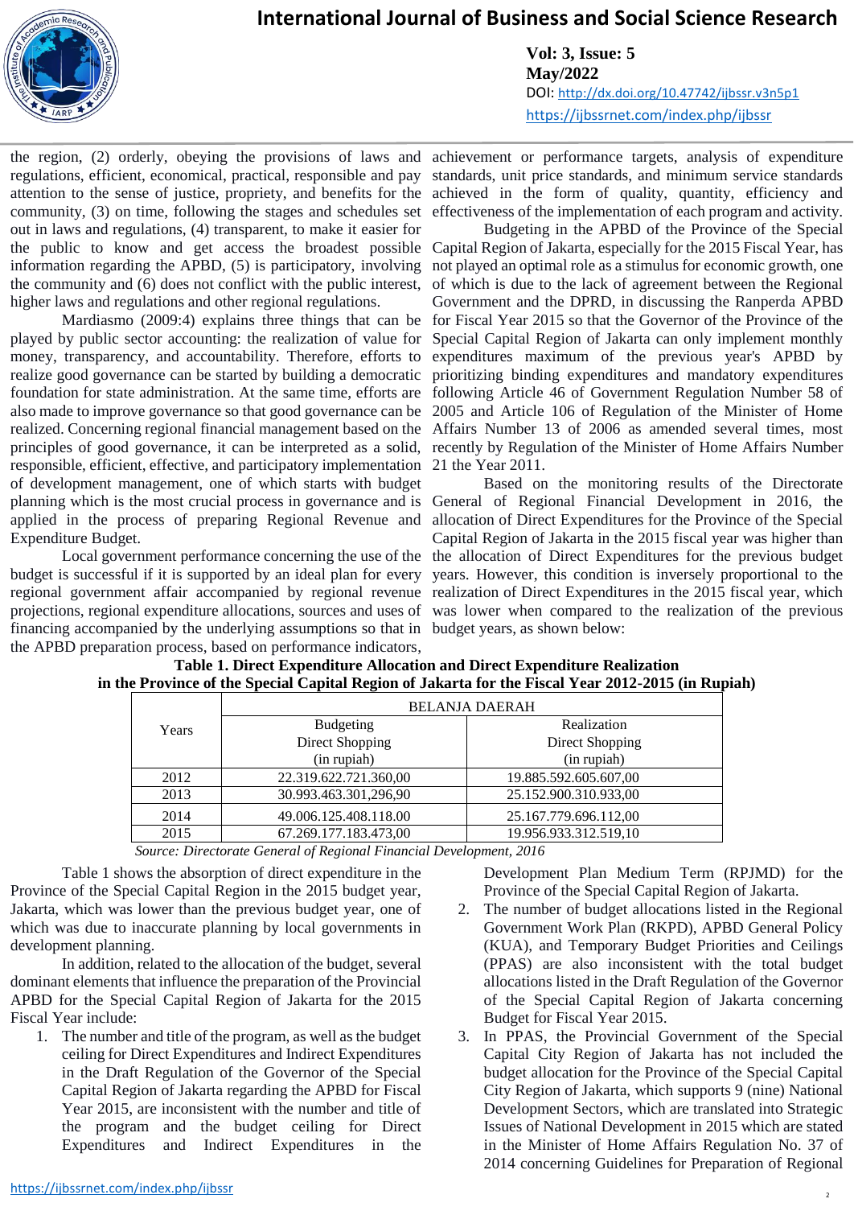the region, (2) orderly, obeying the provisions of laws and regulations, efficient, economical, practical, responsible and pay attention to the sense of justice, propriety, and benefits for the community, (3) on time, following the stages and schedules set out in laws and regulations, (4) transparent, to make it easier for the public to know and get access the broadest possible information regarding the APBD, (5) is participatory, involving the community and (6) does not conflict with the public interest, higher laws and regulations and other regional regulations.

Mardiasmo (2009:4) explains three things that can be played by public sector accounting: the realization of value for money, transparency, and accountability. Therefore, efforts to realize good governance can be started by building a democratic foundation for state administration. At the same time, efforts are also made to improve governance so that good governance can be realized. Concerning regional financial management based on the principles of good governance, it can be interpreted as a solid, responsible, efficient, effective, and participatory implementation of development management, one of which starts with budget planning which is the most crucial process in governance and is applied in the process of preparing Regional Revenue and Expenditure Budget.

Local government performance concerning the use of the budget is successful if it is supported by an ideal plan for every regional government affair accompanied by regional revenue projections, regional expenditure allocations, sources and uses of financing accompanied by the underlying assumptions so that in the APBD preparation process, based on performance indicators, achievement or performance targets, analysis of expenditure standards, unit price standards, and minimum service standards achieved in the form of quality, quantity, efficiency and effectiveness of the implementation of each program and activity.

Budgeting in the APBD of the Province of the Special Capital Region of Jakarta, especially for the 2015 Fiscal Year, has not played an optimal role as a stimulus for economic growth, one of which is due to the lack of agreement between the Regional Government and the DPRD, in discussing the Ranperda APBD for Fiscal Year 2015 so that the Governor of the Province of the Special Capital Region of Jakarta can only implement monthly expenditures maximum of the previous year's APBD by prioritizing binding expenditures and mandatory expenditures following Article 46 of Government Regulation Number 58 of 2005 and Article 106 of Regulation of the Minister of Home Affairs Number 13 of 2006 as amended several times, most recently by Regulation of the Minister of Home Affairs Number 21 the Year 2011.

Based on the monitoring results of the Directorate General of Regional Financial Development in 2016, the allocation of Direct Expenditures for the Province of the Special Capital Region of Jakarta in the 2015 fiscal year was higher than the allocation of Direct Expenditures for the previous budget years. However, this condition is inversely proportional to the realization of Direct Expenditures in the 2015 fiscal year, which was lower when compared to the realization of the previous budget years, as shown below:

**Table 1. Direct Expenditure Allocation and Direct Expenditure Realization in the Province of the Special Capital Region of Jakarta for the Fiscal Year 2012-2015 (in Rupiah)**

| Years | BELANJA DAERAH | |
|---|---|---|
| | Budgeting Direct Shopping (in rupiah) | Realization Direct Shopping (in rupiah) |
| 2012 | 22.319.622.721.360,00 | 19.885.592.605.607,00 |
| 2013 | 30.993.463.301,296,90 | 25.152.900.310.933,00 |
| 2014 | 49.006.125.408.118.00 | 25.167.779.696.112,00 |
| 2015 | 67.269.177.183.473,00 | 19.956.933.312.519,10 |

*Source: Directorate General of Regional Financial Development, 2016*

Table 1 shows the absorption of direct expenditure in the Province of the Special Capital Region in the 2015 budget year, Jakarta, which was lower than the previous budget year, one of which was due to inaccurate planning by local governments in development planning.

In addition, related to the allocation of the budget, several dominant elements that influence the preparation of the Provincial APBD for the Special Capital Region of Jakarta for the 2015 Fiscal Year include:

1. The number and title of the program, as well as the budget ceiling for Direct Expenditures and Indirect Expenditures in the Draft Regulation of the Governor of the Special Capital Region of Jakarta regarding the APBD for Fiscal Year 2015, are inconsistent with the number and title of the program and the budget ceiling for Direct Expenditures and Indirect Expenditures in the Development Plan Medium Term (RPJMD) for the Province of the Special Capital Region of Jakarta.
2. The number of budget allocations listed in the Regional Government Work Plan (RKPD), APBD General Policy (KUA), and Temporary Budget Priorities and Ceilings (PPAS) are also inconsistent with the total budget allocations listed in the Draft Regulation of the Governor of the Special Capital Region of Jakarta concerning Budget for Fiscal Year 2015.
3. In PPAS, the Provincial Government of the Special Capital City Region of Jakarta has not included the budget allocation for the Province of the Special Capital City Region of Jakarta, which supports 9 (nine) National Development Sectors, which are translated into Strategic Issues of National Development in 2015 which are stated in the Minister of Home Affairs Regulation No. 37 of 2014 concerning Guidelines for Preparation of Regional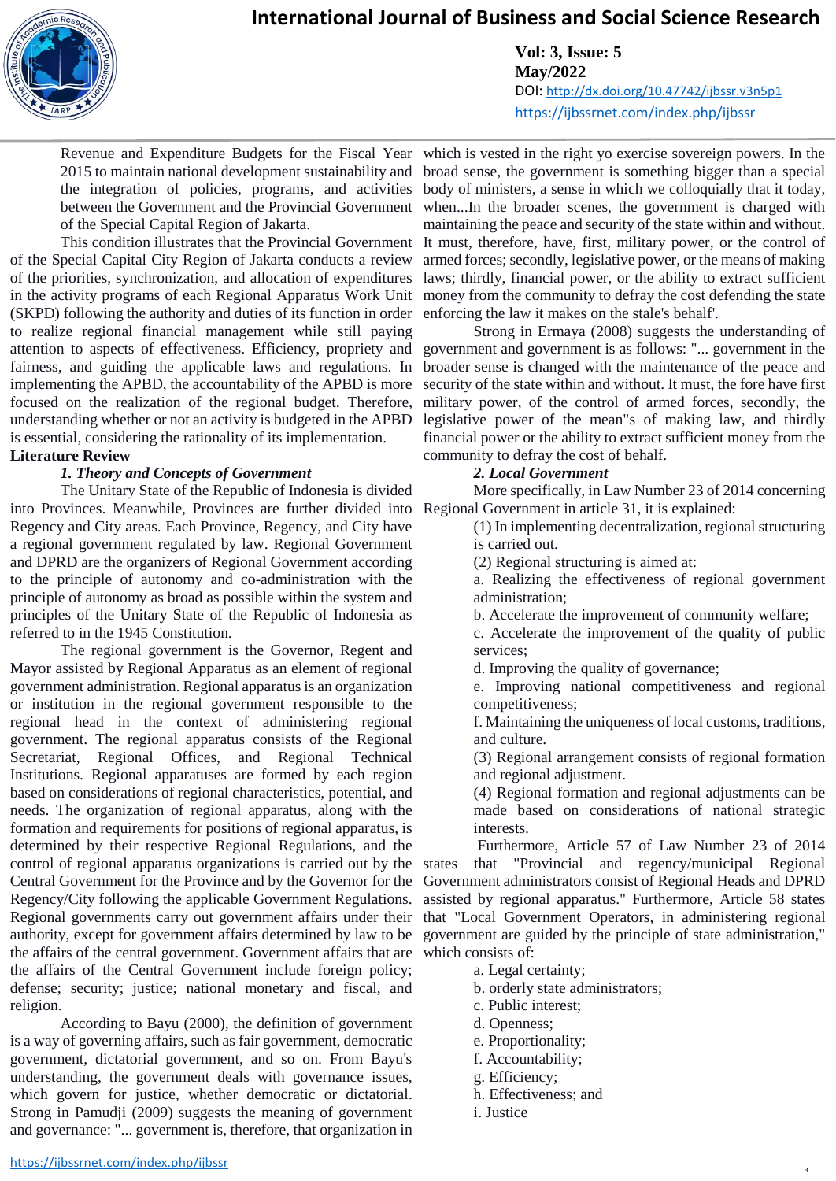Revenue and Expenditure Budgets for the Fiscal Year 2015 to maintain national development sustainability and the integration of policies, programs, and activities between the Government and the Provincial Government of the Special Capital Region of Jakarta.

This condition illustrates that the Provincial Government of the Special Capital City Region of Jakarta conducts a review of the priorities, synchronization, and allocation of expenditures in the activity programs of each Regional Apparatus Work Unit (SKPD) following the authority and duties of its function in order to realize regional financial management while still paying attention to aspects of effectiveness. Efficiency, propriety and fairness, and guiding the applicable laws and regulations. In implementing the APBD, the accountability of the APBD is more focused on the realization of the regional budget. Therefore, understanding whether or not an activity is budgeted in the APBD is essential, considering the rationality of its implementation.

## Literature Review

### *1. Theory and Concepts of Government*

The Unitary State of the Republic of Indonesia is divided into Provinces. Meanwhile, Provinces are further divided into Regency and City areas. Each Province, Regency, and City have a regional government regulated by law. Regional Government and DPRD are the organizers of Regional Government according to the principle of autonomy and co-administration with the principle of autonomy as broad as possible within the system and principles of the Unitary State of the Republic of Indonesia as referred to in the 1945 Constitution.

The regional government is the Governor, Regent and Mayor assisted by Regional Apparatus as an element of regional government administration. Regional apparatus is an organization or institution in the regional government responsible to the regional head in the context of administering regional government. The regional apparatus consists of the Regional Secretariat, Regional Offices, and Regional Technical Institutions. Regional apparatuses are formed by each region based on considerations of regional characteristics, potential, and needs. The organization of regional apparatus, along with the formation and requirements for positions of regional apparatus, is determined by their respective Regional Regulations, and the control of regional apparatus organizations is carried out by the Central Government for the Province and by the Governor for the Regency/City following the applicable Government Regulations. Regional governments carry out government affairs under their authority, except for government affairs determined by law to be the affairs of the central government. Government affairs that are the affairs of the Central Government include foreign policy; defense; security; justice; national monetary and fiscal, and religion.

According to Bayu (2000), the definition of government is a way of governing affairs, such as fair government, democratic government, dictatorial government, and so on. From Bayu's understanding, the government deals with governance issues, which govern for justice, whether democratic or dictatorial. Strong in Pamudji (2009) suggests the meaning of government and governance: "... government is, therefore, that organization in which is vested in the right yo exercise sovereign powers. In the broad sense, the government is something bigger than a special body of ministers, a sense in which we colloquially that it today, when...In the broader scenes, the government is charged with maintaining the peace and security of the state within and without. It must, therefore, have, first, military power, or the control of armed forces; secondly, legislative power, or the means of making laws; thirdly, financial power, or the ability to extract sufficient money from the community to defray the cost defending the state enforcing the law it makes on the stale's behalf'.

Strong in Ermaya (2008) suggests the understanding of government and government is as follows: "... government in the broader sense is changed with the maintenance of the peace and security of the state within and without. It must, the fore have first military power, of the control of armed forces, secondly, the legislative power of the mean"s of making law, and thirdly financial power or the ability to extract sufficient money from the community to defray the cost of behalf.

### *2. Local Government*

More specifically, in Law Number 23 of 2014 concerning Regional Government in article 31, it is explained:

(1) In implementing decentralization, regional structuring is carried out.

(2) Regional structuring is aimed at:

a. Realizing the effectiveness of regional government administration;

b. Accelerate the improvement of community welfare;

c. Accelerate the improvement of the quality of public services;

d. Improving the quality of governance;

e. Improving national competitiveness and regional competitiveness;

f. Maintaining the uniqueness of local customs, traditions, and culture.

(3) Regional arrangement consists of regional formation and regional adjustment.

(4) Regional formation and regional adjustments can be made based on considerations of national strategic interests.

Furthermore, Article 57 of Law Number 23 of 2014 states that "Provincial and regency/municipal Regional Government administrators consist of Regional Heads and DPRD assisted by regional apparatus." Furthermore, Article 58 states that "Local Government Operators, in administering regional government are guided by the principle of state administration," which consists of:

a. Legal certainty;

b. orderly state administrators;

c. Public interest;

d. Openness;

e. Proportionality;

f. Accountability;

g. Efficiency;

h. Effectiveness; and

i. Justice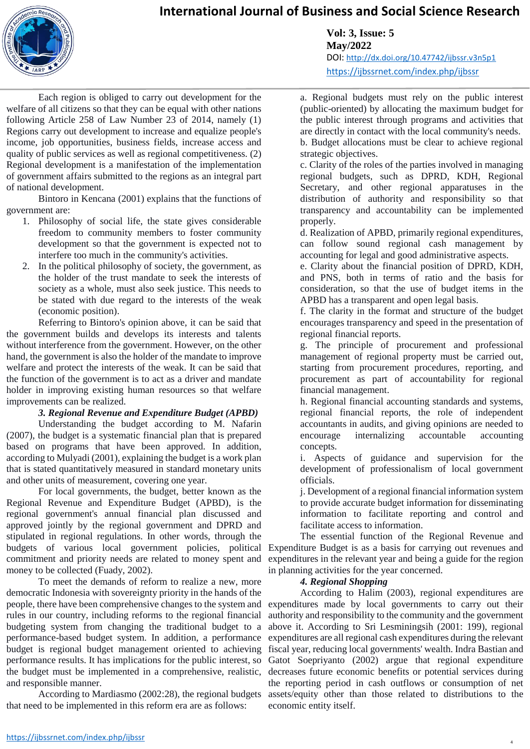Each region is obliged to carry out development for the welfare of all citizens so that they can be equal with other nations following Article 258 of Law Number 23 of 2014, namely (1) Regions carry out development to increase and equalize people's income, job opportunities, business fields, increase access and quality of public services as well as regional competitiveness. (2) Regional development is a manifestation of the implementation of government affairs submitted to the regions as an integral part of national development.

Bintoro in Kencana (2001) explains that the functions of government are:

1. Philosophy of social life, the state gives considerable freedom to community members to foster community development so that the government is expected not to interfere too much in the community's activities.
2. In the political philosophy of society, the government, as the holder of the trust mandate to seek the interests of society as a whole, must also seek justice. This needs to be stated with due regard to the interests of the weak (economic position).

Referring to Bintoro's opinion above, it can be said that the government builds and develops its interests and talents without interference from the government. However, on the other hand, the government is also the holder of the mandate to improve welfare and protect the interests of the weak. It can be said that the function of the government is to act as a driver and mandate holder in improving existing human resources so that welfare improvements can be realized.

### *3. Regional Revenue and Expenditure Budget (APBD)*

Understanding the budget according to M. Nafarin (2007), the budget is a systematic financial plan that is prepared based on programs that have been approved. In addition, according to Mulyadi (2001), explaining the budget is a work plan that is stated quantitatively measured in standard monetary units and other units of measurement, covering one year.

For local governments, the budget, better known as the Regional Revenue and Expenditure Budget (APBD), is the regional government's annual financial plan discussed and approved jointly by the regional government and DPRD and stipulated in regional regulations. In other words, through the budgets of various local government policies, political commitment and priority needs are related to money spent and money to be collected (Fuady, 2002).

To meet the demands of reform to realize a new, more democratic Indonesia with sovereignty priority in the hands of the people, there have been comprehensive changes to the system and rules in our country, including reforms to the regional financial budgeting system from changing the traditional budget to a performance-based budget system. In addition, a performance budget is regional budget management oriented to achieving performance results. It has implications for the public interest, so the budget must be implemented in a comprehensive, realistic, and responsible manner.

According to Mardiasmo (2002:28), the regional budgets that need to be implemented in this reform era are as follows:

a. Regional budgets must rely on the public interest (public-oriented) by allocating the maximum budget for the public interest through programs and activities that are directly in contact with the local community's needs.
b. Budget allocations must be clear to achieve regional strategic objectives.
c. Clarity of the roles of the parties involved in managing regional budgets, such as DPRD, KDH, Regional Secretary, and other regional apparatuses in the distribution of authority and responsibility so that transparency and accountability can be implemented properly.
d. Realization of APBD, primarily regional expenditures, can follow sound regional cash management by accounting for legal and good administrative aspects.
e. Clarity about the financial position of DPRD, KDH, and PNS, both in terms of ratio and the basis for consideration, so that the use of budget items in the APBD has a transparent and open legal basis.
f. The clarity in the format and structure of the budget encourages transparency and speed in the presentation of regional financial reports.
g. The principle of procurement and professional management of regional property must be carried out, starting from procurement procedures, reporting, and procurement as part of accountability for regional financial management.
h. Regional financial accounting standards and systems, regional financial reports, the role of independent accountants in audits, and giving opinions are needed to encourage internalizing accountable accounting concepts.
i. Aspects of guidance and supervision for the development of professionalism of local government officials.
j. Development of a regional financial information system to provide accurate budget information for disseminating information to facilitate reporting and control and facilitate access to information.

The essential function of the Regional Revenue and Expenditure Budget is as a basis for carrying out revenues and expenditures in the relevant year and being a guide for the region in planning activities for the year concerned.

### *4. Regional Shopping*

According to Halim (2003), regional expenditures are expenditures made by local governments to carry out their authority and responsibility to the community and the government above it. According to Sri Lesminingsih (2001: 199), regional expenditures are all regional cash expenditures during the relevant fiscal year, reducing local governments' wealth. Indra Bastian and Gatot Soepriyanto (2002) argue that regional expenditure decreases future economic benefits or potential services during the reporting period in cash outflows or consumption of net assets/equity other than those related to distributions to the economic entity itself.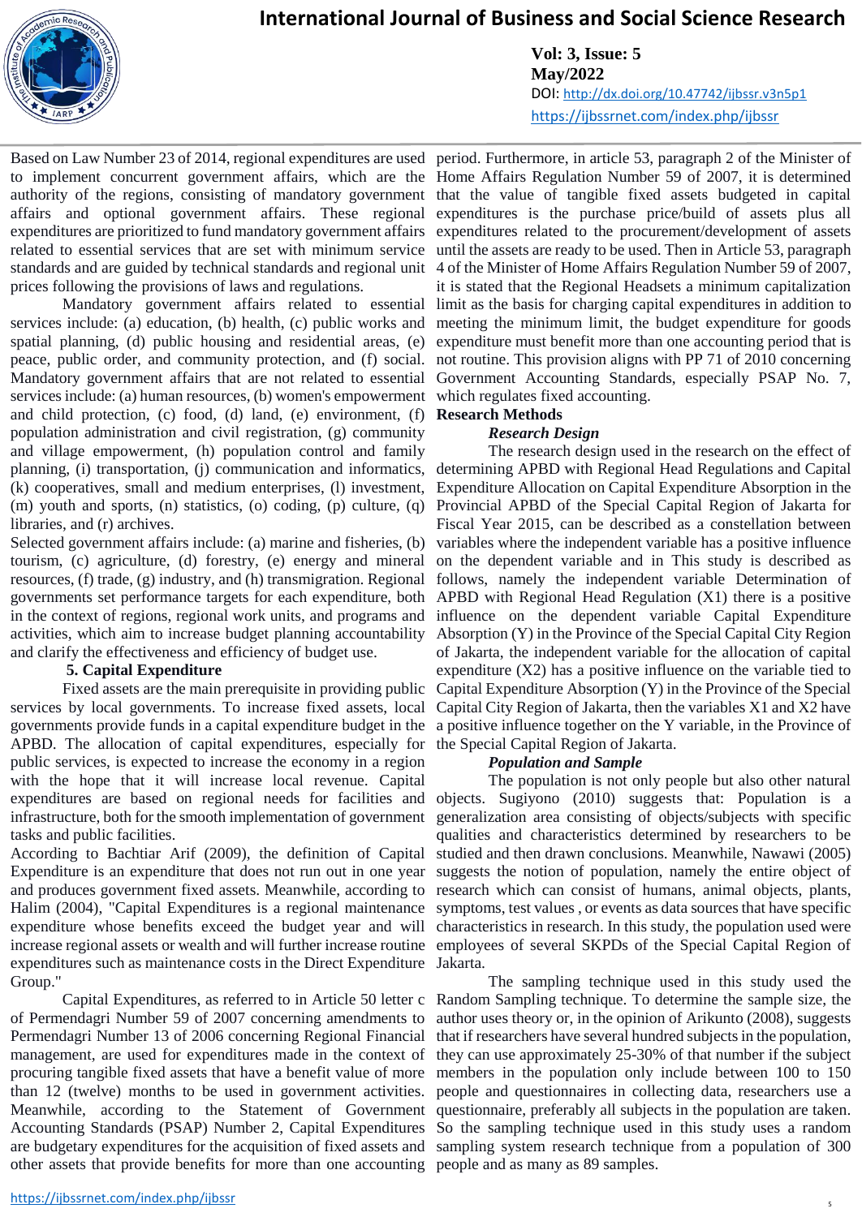Based on Law Number 23 of 2014, regional expenditures are used to implement concurrent government affairs, which are the authority of the regions, consisting of mandatory government affairs and optional government affairs. These regional expenditures are prioritized to fund mandatory government affairs related to essential services that are set with minimum service standards and are guided by technical standards and regional unit prices following the provisions of laws and regulations.

Mandatory government affairs related to essential services include: (a) education, (b) health, (c) public works and spatial planning, (d) public housing and residential areas, (e) peace, public order, and community protection, and (f) social. Mandatory government affairs that are not related to essential services include: (a) human resources, (b) women's empowerment and child protection, (c) food, (d) land, (e) environment, (f) population administration and civil registration, (g) community and village empowerment, (h) population control and family planning, (i) transportation, (j) communication and informatics, (k) cooperatives, small and medium enterprises, (l) investment, (m) youth and sports, (n) statistics, (o) coding, (p) culture, (q) libraries, and (r) archives.

Selected government affairs include: (a) marine and fisheries, (b) tourism, (c) agriculture, (d) forestry, (e) energy and mineral resources, (f) trade, (g) industry, and (h) transmigration. Regional governments set performance targets for each expenditure, both in the context of regions, regional work units, and programs and activities, which aim to increase budget planning accountability and clarify the effectiveness and efficiency of budget use.

**5. Capital Expenditure**

Fixed assets are the main prerequisite in providing public services by local governments. To increase fixed assets, local governments provide funds in a capital expenditure budget in the APBD. The allocation of capital expenditures, especially for public services, is expected to increase the economy in a region with the hope that it will increase local revenue. Capital expenditures are based on regional needs for facilities and infrastructure, both for the smooth implementation of government tasks and public facilities.

According to Bachtiar Arif (2009), the definition of Capital Expenditure is an expenditure that does not run out in one year and produces government fixed assets. Meanwhile, according to Halim (2004), "Capital Expenditures is a regional maintenance expenditure whose benefits exceed the budget year and will increase regional assets or wealth and will further increase routine expenditures such as maintenance costs in the Direct Expenditure Group."

Capital Expenditures, as referred to in Article 50 letter c of Permendagri Number 59 of 2007 concerning amendments to Permendagri Number 13 of 2006 concerning Regional Financial management, are used for expenditures made in the context of procuring tangible fixed assets that have a benefit value of more than 12 (twelve) months to be used in government activities. Meanwhile, according to the Statement of Government Accounting Standards (PSAP) Number 2, Capital Expenditures are budgetary expenditures for the acquisition of fixed assets and other assets that provide benefits for more than one accounting period. Furthermore, in article 53, paragraph 2 of the Minister of Home Affairs Regulation Number 59 of 2007, it is determined that the value of tangible fixed assets budgeted in capital expenditures is the purchase price/build of assets plus all expenditures related to the procurement/development of assets until the assets are ready to be used. Then in Article 53, paragraph 4 of the Minister of Home Affairs Regulation Number 59 of 2007, it is stated that the Regional Headsets a minimum capitalization limit as the basis for charging capital expenditures in addition to meeting the minimum limit, the budget expenditure for goods expenditure must benefit more than one accounting period that is not routine. This provision aligns with PP 71 of 2010 concerning Government Accounting Standards, especially PSAP No. 7, which regulates fixed accounting.

**Research Methods**

***Research Design***

The research design used in the research on the effect of determining APBD with Regional Head Regulations and Capital Expenditure Allocation on Capital Expenditure Absorption in the Provincial APBD of the Special Capital Region of Jakarta for Fiscal Year 2015, can be described as a constellation between variables where the independent variable has a positive influence on the dependent variable and in This study is described as follows, namely the independent variable Determination of APBD with Regional Head Regulation (X1) there is a positive influence on the dependent variable Capital Expenditure Absorption (Y) in the Province of the Special Capital City Region of Jakarta, the independent variable for the allocation of capital expenditure (X2) has a positive influence on the variable tied to Capital Expenditure Absorption (Y) in the Province of the Special Capital City Region of Jakarta, then the variables X1 and X2 have a positive influence together on the Y variable, in the Province of the Special Capital Region of Jakarta.

***Population and Sample***

The population is not only people but also other natural objects. Sugiyono (2010) suggests that: Population is a generalization area consisting of objects/subjects with specific qualities and characteristics determined by researchers to be studied and then drawn conclusions. Meanwhile, Nawawi (2005) suggests the notion of population, namely the entire object of research which can consist of humans, animal objects, plants, symptoms, test values , or events as data sources that have specific characteristics in research. In this study, the population used were employees of several SKPDs of the Special Capital Region of Jakarta.

The sampling technique used in this study used the Random Sampling technique. To determine the sample size, the author uses theory or, in the opinion of Arikunto (2008), suggests that if researchers have several hundred subjects in the population, they can use approximately 25-30% of that number if the subject members in the population only include between 100 to 150 people and questionnaires in collecting data, researchers use a questionnaire, preferably all subjects in the population are taken. So the sampling technique used in this study uses a random sampling system research technique from a population of 300 people and as many as 89 samples.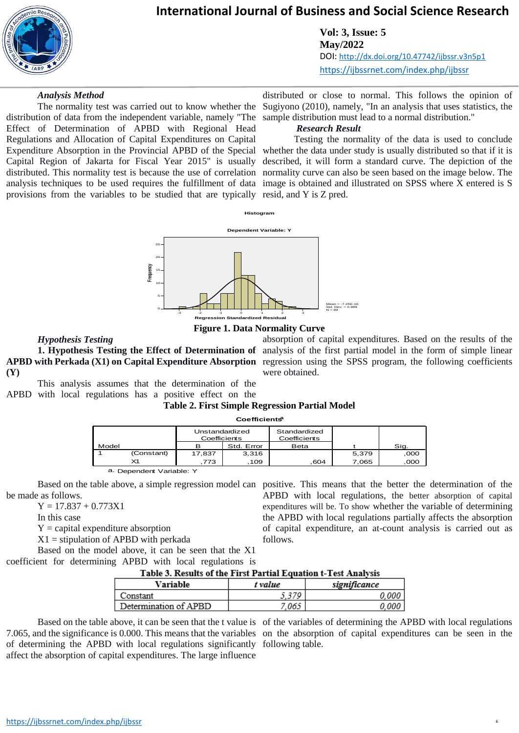*Analysis Method*

The normality test was carried out to know whether the distribution of data from the independent variable, namely "The Effect of Determination of APBD with Regional Head Regulations and Allocation of Capital Expenditures on Capital Expenditure Absorption in the Provincial APBD of the Special Capital Region of Jakarta for Fiscal Year 2015" is usually distributed. This normality test is because the use of correlation analysis techniques to be used requires the fulfillment of data provisions from the variables to be studied that are typically distributed or close to normal. This follows the opinion of Sugiyono (2010), namely, "In an analysis that uses statistics, the sample distribution must lead to a normal distribution."

***Research Result***

Testing the normality of the data is used to conclude whether the data under study is usually distributed so that if it is described, it will form a standard curve. The depiction of the normality curve can also be seen based on the image below. The image is obtained and illustrated on SPSS where X entered is S resid, and Y is Z pred.

**Figure 1. Data Normality Curve**

***Hypothesis Testing***

**1. Hypothesis Testing the Effect of Determination of APBD with Perkada (X1) on Capital Expenditure Absorption (Y)**

This analysis assumes that the determination of the APBD with local regulations has a positive effect on the absorption of capital expenditures. Based on the results of the analysis of the first partial model in the form of simple linear regression using the SPSS program, the following coefficients were obtained.

**Table 2. First Simple Regression Partial Model**

Coefficients[a]

| Model | | Unstandardized Coefficients | | Standardized Coefficients | t | Sig. |
|---|---|---|---|---|---|---|
| | | B | Std. Error | Beta | | |
| 1 | (Constant) | 17,837 | 3,316 | | 5,379 | ,000 |
| | X1 | ,773 | ,109 | ,604 | 7,065 | ,000 |

a. Dependent Variable: Y

Based on the table above, a simple regression model can be made as follows.

Y = 17.837 + 0.773X1

In this case

Y = capital expenditure absorption

X1 = stipulation of APBD with perkada

Based on the model above, it can be seen that the X1 coefficient for determining APBD with local regulations is positive. This means that the better the determination of the APBD with local regulations, the better absorption of capital expenditures will be. To show whether the variable of determining the APBD with local regulations partially affects the absorption of capital expenditure, an at-count analysis is carried out as follows.

**Table 3. Results of the First Partial Equation t-Test Analysis**

| Variable | *t value* | *significance* |
|---|---|---|
| Constant | 5,379 | 0,000 |
| Determination of APBD | 7,065 | 0,000 |

Based on the table above, it can be seen that the t value is 7.065, and the significance is 0.000. This means that the variables of determining the APBD with local regulations significantly affect the absorption of capital expenditures. The large influence of the variables of determining the APBD with local regulations on the absorption of capital expenditures can be seen in the following table.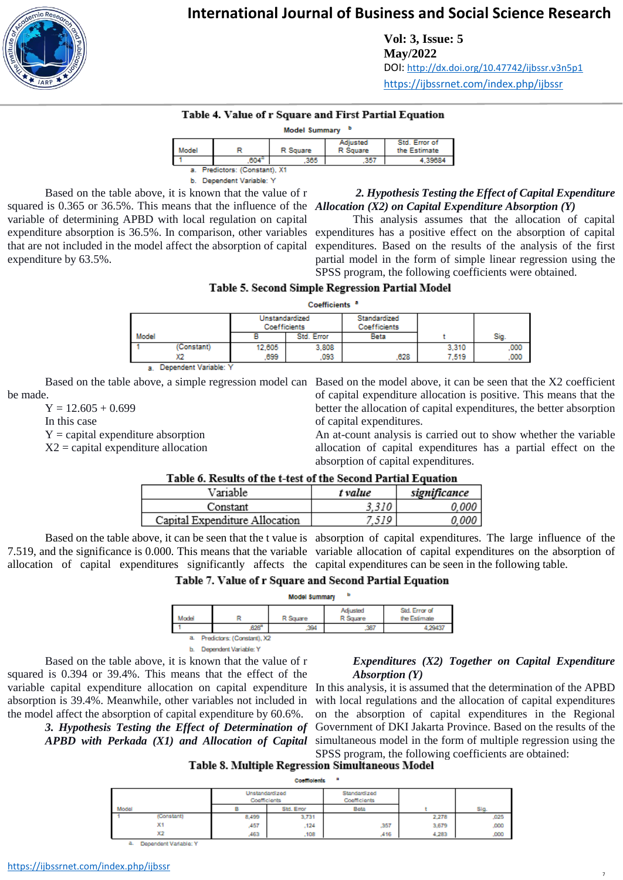**Table 4. Value of r Square and First Partial Equation**

**Model Summary** [b]

| Model | R | R Square | Adjusted R Square | Std. Error of the Estimate |
|---|---|---|---|---|
| 1 | ,604[a] | ,365 | ,357 | 4,39684 |

a. Predictors: (Constant), X1

b. Dependent Variable: Y

Based on the table above, it is known that the value of r squared is 0.365 or 36.5%. This means that the influence of the variable of determining APBD with local regulation on capital expenditure absorption is 36.5%. In comparison, other variables that are not included in the model affect the absorption of capital expenditure by 63.5%.

*2. Hypothesis Testing the Effect of Capital Expenditure Allocation (X2) on Capital Expenditure Absorption (Y)*

This analysis assumes that the allocation of capital expenditures has a positive effect on the absorption of capital expenditures. Based on the results of the analysis of the first partial model in the form of simple linear regression using the SPSS program, the following coefficients were obtained.

**Table 5. Second Simple Regression Partial Model**

**Coefficients** [a]

| Model | | Unstandardized Coefficients | | Standardized Coefficients | t | Sig. |
|---|---|---|---|---|---|---|
| | | B | Std. Error | Beta | | |
| 1 | (Constant) | 12,605 | 3,808 | | 3,310 | ,000 |
| | X2 | ,699 | ,093 | ,628 | 7,519 | ,000 |

a. Dependent Variable: Y

Based on the table above, a simple regression model can be made.

Y = 12.605 + 0.699

In this case

Y = capital expenditure absorption

X2 = capital expenditure allocation

Based on the model above, it can be seen that the X2 coefficient of capital expenditure allocation is positive. This means that the better the allocation of capital expenditures, the better absorption of capital expenditures.

An at-count analysis is carried out to show whether the variable allocation of capital expenditures has a partial effect on the absorption of capital expenditures.

**Table 6. Results of the t-test of the Second Partial Equation**

| Variable | *t value* | *significance* |
|---|---|---|
| Constant | *3,310* | *0,000* |
| Capital Expenditure Allocation | *7,519* | *0,000* |

Based on the table above, it can be seen that the t value is 7.519, and the significance is 0.000. This means that the variable allocation of capital expenditures significantly affects the absorption of capital expenditures. The large influence of the variable allocation of capital expenditures on the absorption of capital expenditures can be seen in the following table.

**Table 7. Value of r Square and Second Partial Equation**

**Model Summary** [b]

| Model | R | R Square | Adjusted R Square | Std. Error of the Estimate |
|---|---|---|---|---|
| 1 | ,628[a] | ,394 | ,387 | 4,29437 |

a. Predictors: (Constant), X2

b. Dependent Variable: Y

Based on the table above, it is known that the value of r squared is 0.394 or 39.4%. This means that the effect of the variable capital expenditure allocation on capital expenditure absorption is 39.4%. Meanwhile, other variables not included in the model affect the absorption of capital expenditure by 60.6%.

*3. Hypothesis Testing the Effect of Determination of APBD with Perkada (X1) and Allocation of Capital Expenditures (X2) Together on Capital Expenditure Absorption (Y)*

In this analysis, it is assumed that the determination of the APBD with local regulations and the allocation of capital expenditures on the absorption of capital expenditures in the Regional Government of DKI Jakarta Province. Based on the results of the simultaneous model in the form of multiple regression using the SPSS program, the following coefficients are obtained:

**Table 8. Multiple Regression Simultaneous Model**

**Coefficients** [a]

| Model | | Unstandardized Coefficients | | Standardized Coefficients | t | Sig. |
|---|---|---|---|---|---|---|
| | | B | Std. Error | Beta | | |
| 1 | (Constant) | 8,499 | 3,731 | | 2,278 | ,025 |
| | X1 | ,457 | ,124 | ,357 | 3,679 | ,000 |
| | X2 | ,463 | ,108 | ,416 | 4,283 | ,000 |

a. Dependent Variable: Y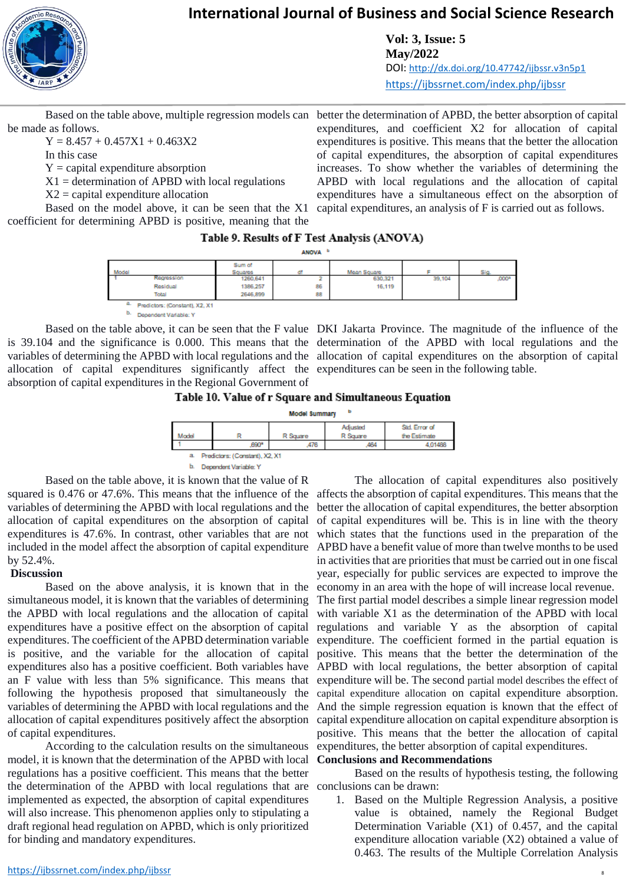Based on the table above, multiple regression models can be made as follows.

$Y = 8.457 + 0.457X1 + 0.463X2$

In this case

Y = capital expenditure absorption

X1 = determination of APBD with local regulations

X2 = capital expenditure allocation

Based on the model above, it can be seen that the X1 coefficient for determining APBD is positive, meaning that the better the determination of APBD, the better absorption of capital expenditures, and coefficient X2 for allocation of capital expenditures is positive. This means that the better the allocation of capital expenditures, the absorption of capital expenditures increases. To show whether the variables of determining the APBD with local regulations and the allocation of capital expenditures have a simultaneous effect on the absorption of capital expenditures, an analysis of F is carried out as follows.

**Table 9. Results of F Test Analysis (ANOVA)**

ANOVA[b]

| Model | | Sum of Squares | df | Mean Square | F | Sig. |
|---|---|---|---|---|---|---|
| 1 | Regression | 1260,641 | 2 | 630,321 | 39,104 | ,000[a] |
| | Residual | 1386,257 | 86 | 16,119 | | |
| | Total | 2646,899 | 88 | | | |

a. Predictors: (Constant), X2, X1

b. Dependent Variable: Y

Based on the table above, it can be seen that the F value is 39.104 and the significance is 0.000. This means that the variables of determining the APBD with local regulations and the allocation of capital expenditures significantly affect the absorption of capital expenditures in the Regional Government of DKI Jakarta Province. The magnitude of the influence of the determination of the APBD with local regulations and the allocation of capital expenditures on the absorption of capital expenditures can be seen in the following table.

**Table 10. Value of r Square and Simultaneous Equation**

Model Summary[b]

| Model | R | R Square | Adjusted R Square | Std. Error of the Estimate |
|---|---|---|---|---|
| 1 | ,690[a] | ,476 | ,464 | 4,01488 |

a. Predictors: (Constant), X2, X1

b. Dependent Variable: Y

Based on the table above, it is known that the value of R squared is 0.476 or 47.6%. This means that the influence of the variables of determining the APBD with local regulations and the allocation of capital expenditures on the absorption of capital expenditures is 47.6%. In contrast, other variables that are not included in the model affect the absorption of capital expenditure by 52.4%.

## Discussion

Based on the above analysis, it is known that in the simultaneous model, it is known that the variables of determining the APBD with local regulations and the allocation of capital expenditures have a positive effect on the absorption of capital expenditures. The coefficient of the APBD determination variable is positive, and the variable for the allocation of capital expenditures also has a positive coefficient. Both variables have an F value with less than 5% significance. This means that following the hypothesis proposed that simultaneously the variables of determining the APBD with local regulations and the allocation of capital expenditures positively affect the absorption of capital expenditures.

According to the calculation results on the simultaneous model, it is known that the determination of the APBD with local regulations has a positive coefficient. This means that the better the determination of the APBD with local regulations that are implemented as expected, the absorption of capital expenditures will also increase. This phenomenon applies only to stipulating a draft regional head regulation on APBD, which is only prioritized for binding and mandatory expenditures.

The allocation of capital expenditures also positively affects the absorption of capital expenditures. This means that the better the allocation of capital expenditures, the better absorption of capital expenditures will be. This is in line with the theory which states that the functions used in the preparation of the APBD have a benefit value of more than twelve months to be used in activities that are priorities that must be carried out in one fiscal year, especially for public services are expected to improve the economy in an area with the hope of will increase local revenue. The first partial model describes a simple linear regression model with variable X1 as the determination of the APBD with local regulations and variable Y as the absorption of capital expenditure. The coefficient formed in the partial equation is positive. This means that the better the determination of the APBD with local regulations, the better absorption of capital expenditure will be. The second partial model describes the effect of capital expenditure allocation on capital expenditure absorption. And the simple regression equation is known that the effect of capital expenditure allocation on capital expenditure absorption is positive. This means that the better the allocation of capital expenditures, the better absorption of capital expenditures.

## Conclusions and Recommendations

Based on the results of hypothesis testing, the following conclusions can be drawn:

1. Based on the Multiple Regression Analysis, a positive value is obtained, namely the Regional Budget Determination Variable (X1) of 0.457, and the capital expenditure allocation variable (X2) obtained a value of 0.463. The results of the Multiple Correlation Analysis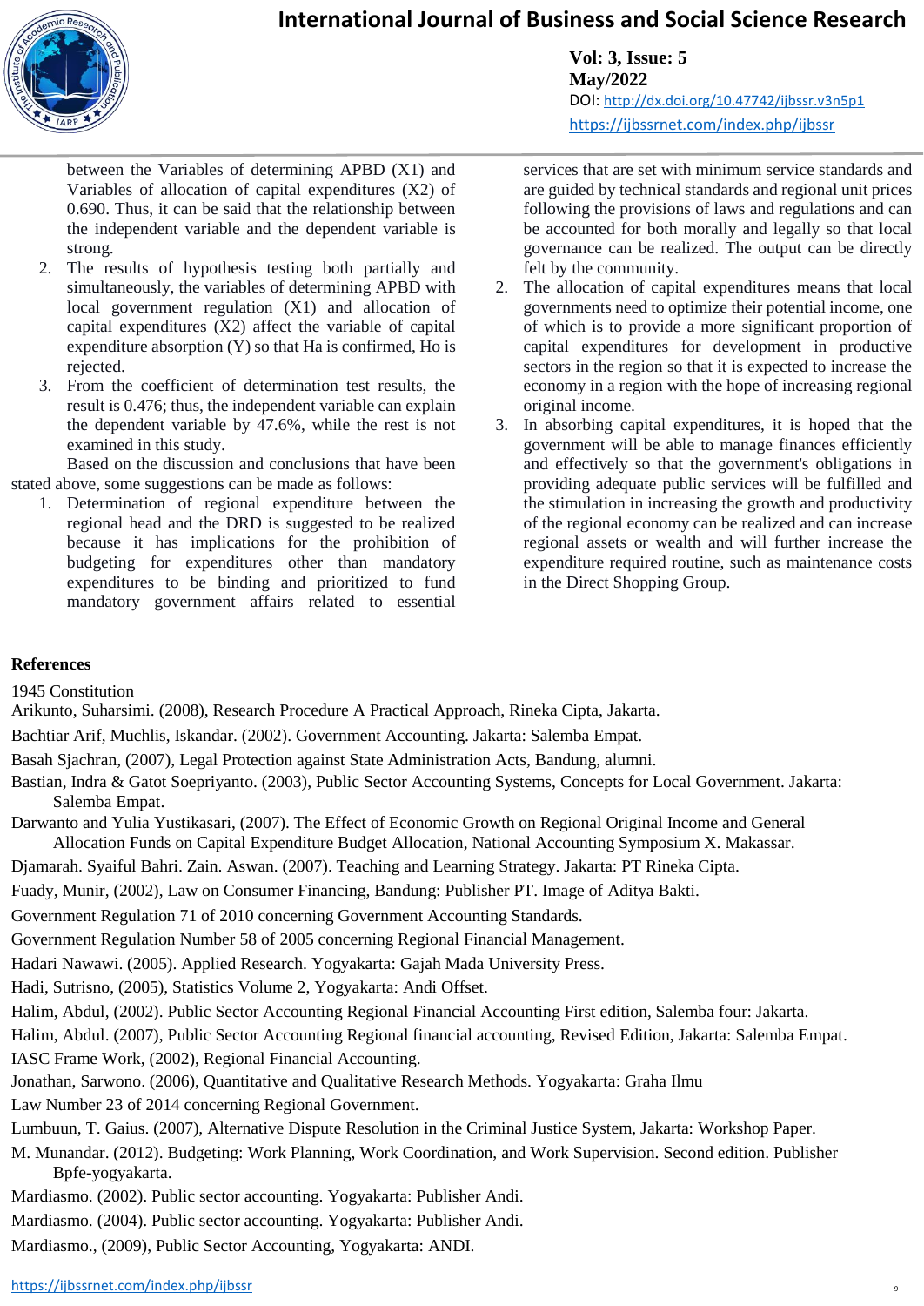between the Variables of determining APBD (X1) and Variables of allocation of capital expenditures (X2) of 0.690. Thus, it can be said that the relationship between the independent variable and the dependent variable is strong.

2. The results of hypothesis testing both partially and simultaneously, the variables of determining APBD with local government regulation (X1) and allocation of capital expenditures (X2) affect the variable of capital expenditure absorption (Y) so that Ha is confirmed, Ho is rejected.
3. From the coefficient of determination test results, the result is 0.476; thus, the independent variable can explain the dependent variable by 47.6%, while the rest is not examined in this study.

Based on the discussion and conclusions that have been stated above, some suggestions can be made as follows:

1. Determination of regional expenditure between the regional head and the DRD is suggested to be realized because it has implications for the prohibition of budgeting for expenditures other than mandatory expenditures to be binding and prioritized to fund mandatory government affairs related to essential services that are set with minimum service standards and are guided by technical standards and regional unit prices following the provisions of laws and regulations and can be accounted for both morally and legally so that local governance can be realized. The output can be directly felt by the community.
2. The allocation of capital expenditures means that local governments need to optimize their potential income, one of which is to provide a more significant proportion of capital expenditures for development in productive sectors in the region so that it is expected to increase the economy in a region with the hope of increasing regional original income.
3. In absorbing capital expenditures, it is hoped that the government will be able to manage finances efficiently and effectively so that the government's obligations in providing adequate public services will be fulfilled and the stimulation in increasing the growth and productivity of the regional economy can be realized and can increase regional assets or wealth and will further increase the expenditure required routine, such as maintenance costs in the Direct Shopping Group.

## References

1945 Constitution

Arikunto, Suharsimi. (2008), Research Procedure A Practical Approach, Rineka Cipta, Jakarta.

Bachtiar Arif, Muchlis, Iskandar. (2002). Government Accounting. Jakarta: Salemba Empat.

Basah Sjachran, (2007), Legal Protection against State Administration Acts, Bandung, alumni.

Bastian, Indra & Gatot Soepriyanto. (2003), Public Sector Accounting Systems, Concepts for Local Government. Jakarta: Salemba Empat.

Darwanto and Yulia Yustikasari, (2007). The Effect of Economic Growth on Regional Original Income and General Allocation Funds on Capital Expenditure Budget Allocation, National Accounting Symposium X. Makassar.

Djamarah. Syaiful Bahri. Zain. Aswan. (2007). Teaching and Learning Strategy. Jakarta: PT Rineka Cipta.

Fuady, Munir, (2002), Law on Consumer Financing, Bandung: Publisher PT. Image of Aditya Bakti.

Government Regulation 71 of 2010 concerning Government Accounting Standards.

Government Regulation Number 58 of 2005 concerning Regional Financial Management.

Hadari Nawawi. (2005). Applied Research. Yogyakarta: Gajah Mada University Press.

Hadi, Sutrisno, (2005), Statistics Volume 2, Yogyakarta: Andi Offset.

Halim, Abdul, (2002). Public Sector Accounting Regional Financial Accounting First edition, Salemba four: Jakarta.

Halim, Abdul. (2007), Public Sector Accounting Regional financial accounting, Revised Edition, Jakarta: Salemba Empat.

IASC Frame Work, (2002), Regional Financial Accounting.

Jonathan, Sarwono. (2006), Quantitative and Qualitative Research Methods. Yogyakarta: Graha Ilmu

Law Number 23 of 2014 concerning Regional Government.

Lumbuun, T. Gaius. (2007), Alternative Dispute Resolution in the Criminal Justice System, Jakarta: Workshop Paper.

M. Munandar. (2012). Budgeting: Work Planning, Work Coordination, and Work Supervision. Second edition. Publisher Bpfe-yogyakarta.

Mardiasmo. (2002). Public sector accounting. Yogyakarta: Publisher Andi.

Mardiasmo. (2004). Public sector accounting. Yogyakarta: Publisher Andi.

Mardiasmo., (2009), Public Sector Accounting, Yogyakarta: ANDI.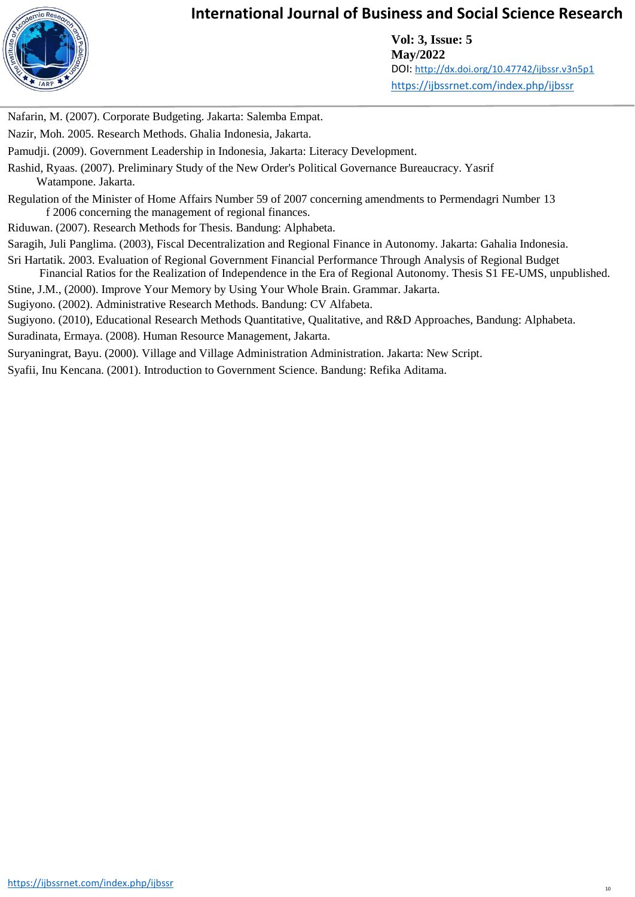Nafarin, M. (2007). Corporate Budgeting. Jakarta: Salemba Empat.

Nazir, Moh. 2005. Research Methods. Ghalia Indonesia, Jakarta.

Pamudji. (2009). Government Leadership in Indonesia, Jakarta: Literacy Development.

Rashid, Ryaas. (2007). Preliminary Study of the New Order's Political Governance Bureaucracy. Yasrif Watampone. Jakarta.

Regulation of the Minister of Home Affairs Number 59 of 2007 concerning amendments to Permendagri Number 13 f 2006 concerning the management of regional finances.

Riduwan. (2007). Research Methods for Thesis. Bandung: Alphabeta.

Saragih, Juli Panglima. (2003), Fiscal Decentralization and Regional Finance in Autonomy. Jakarta: Gahalia Indonesia.

Sri Hartatik. 2003. Evaluation of Regional Government Financial Performance Through Analysis of Regional Budget Financial Ratios for the Realization of Independence in the Era of Regional Autonomy. Thesis S1 FE-UMS, unpublished.

Stine, J.M., (2000). Improve Your Memory by Using Your Whole Brain. Grammar. Jakarta.

Sugiyono. (2002). Administrative Research Methods. Bandung: CV Alfabeta.

Sugiyono. (2010), Educational Research Methods Quantitative, Qualitative, and R&D Approaches, Bandung: Alphabeta.

Suradinata, Ermaya. (2008). Human Resource Management, Jakarta.

Suryaningrat, Bayu. (2000). Village and Village Administration Administration. Jakarta: New Script.

Syafii, Inu Kencana. (2001). Introduction to Government Science. Bandung: Refika Aditama.